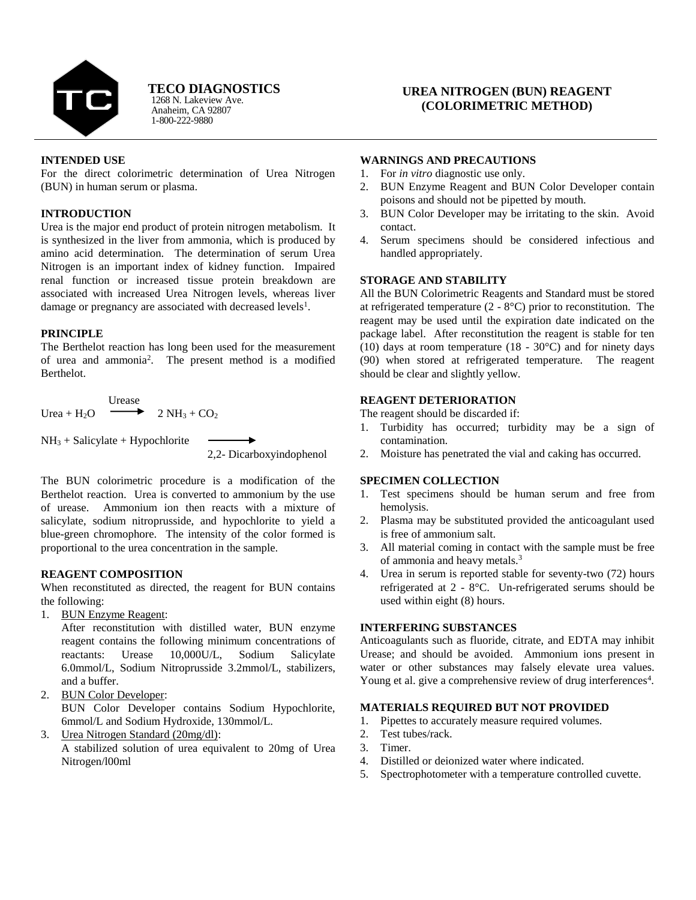**TECO DIAGNOSTICS**
1268 N. Lakeview Ave.
Anaheim, CA 92807
1-800-222-9880

# UREA NITROGEN (BUN) REAGENT (COLORIMETRIC METHOD)

## INTENDED USE

For the direct colorimetric determination of Urea Nitrogen (BUN) in human serum or plasma.

## INTRODUCTION

Urea is the major end product of protein nitrogen metabolism. It is synthesized in the liver from ammonia, which is produced by amino acid determination. The determination of serum Urea Nitrogen is an important index of kidney function. Impaired renal function or increased tissue protein breakdown are associated with increased Urea Nitrogen levels, whereas liver damage or pregnancy are associated with decreased levels[1].

## PRINCIPLE

The Berthelot reaction has long been used for the measurement of urea and ammonia[2]. The present method is a modified Berthelot.

$$\text{Urea} + H_2O \xrightarrow{\text{Urease}} 2\ NH_3 + CO_2$$

$$NH_3 + \text{Salicylate} + \text{Hypochlorite} \longrightarrow \text{2,2- Dicarboxyindophenol}$$

The BUN colorimetric procedure is a modification of the Berthelot reaction. Urea is converted to ammonium by the use of urease. Ammonium ion then reacts with a mixture of salicylate, sodium nitroprusside, and hypochlorite to yield a blue-green chromophore. The intensity of the color formed is proportional to the urea concentration in the sample.

## REAGENT COMPOSITION

When reconstituted as directed, the reagent for BUN contains the following:

1. BUN Enzyme Reagent:
   After reconstitution with distilled water, BUN enzyme reagent contains the following minimum concentrations of reactants: Urease 10,000U/L, Sodium Salicylate 6.0mmol/L, Sodium Nitroprusside 3.2mmol/L, stabilizers, and a buffer.
2. BUN Color Developer:
   BUN Color Developer contains Sodium Hypochlorite, 6mmol/L and Sodium Hydroxide, 130mmol/L.
3. Urea Nitrogen Standard (20mg/dl):
   A stabilized solution of urea equivalent to 20mg of Urea Nitrogen/l00ml

## WARNINGS AND PRECAUTIONS

1. For *in vitro* diagnostic use only.
2. BUN Enzyme Reagent and BUN Color Developer contain poisons and should not be pipetted by mouth.
3. BUN Color Developer may be irritating to the skin. Avoid contact.
4. Serum specimens should be considered infectious and handled appropriately.

## STORAGE AND STABILITY

All the BUN Colorimetric Reagents and Standard must be stored at refrigerated temperature (2 - 8°C) prior to reconstitution. The reagent may be used until the expiration date indicated on the package label. After reconstitution the reagent is stable for ten (10) days at room temperature (18 - 30°C) and for ninety days (90) when stored at refrigerated temperature. The reagent should be clear and slightly yellow.

## REAGENT DETERIORATION

The reagent should be discarded if:

1. Turbidity has occurred; turbidity may be a sign of contamination.
2. Moisture has penetrated the vial and caking has occurred.

## SPECIMEN COLLECTION

1. Test specimens should be human serum and free from hemolysis.
2. Plasma may be substituted provided the anticoagulant used is free of ammonium salt.
3. All material coming in contact with the sample must be free of ammonia and heavy metals.[3]
4. Urea in serum is reported stable for seventy-two (72) hours refrigerated at 2 - 8°C. Un-refrigerated serums should be used within eight (8) hours.

## INTERFERING SUBSTANCES

Anticoagulants such as fluoride, citrate, and EDTA may inhibit Urease; and should be avoided. Ammonium ions present in water or other substances may falsely elevate urea values. Young et al. give a comprehensive review of drug interferences[4].

## MATERIALS REQUIRED BUT NOT PROVIDED

1. Pipettes to accurately measure required volumes.
2. Test tubes/rack.
3. Timer.
4. Distilled or deionized water where indicated.
5. Spectrophotometer with a temperature controlled cuvette.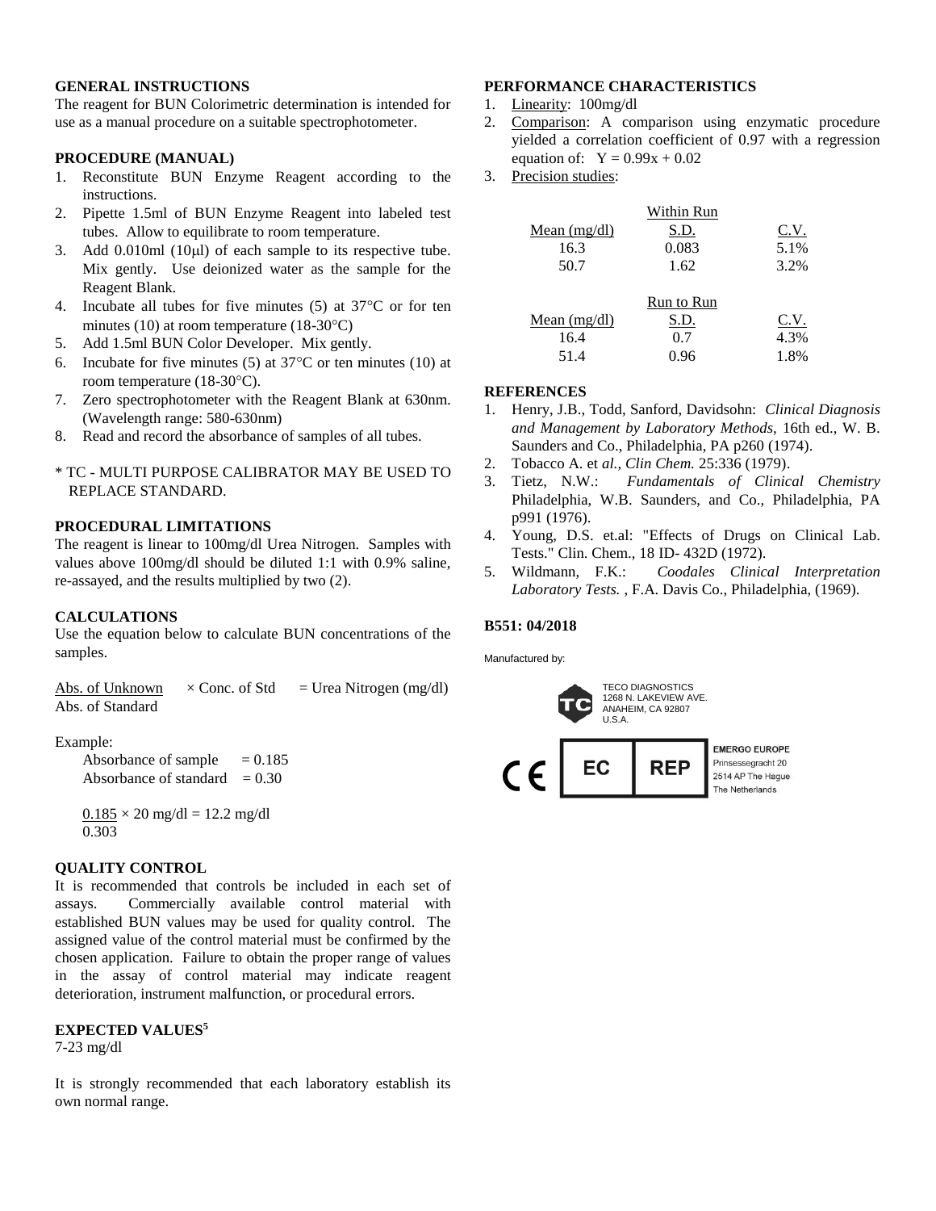## GENERAL INSTRUCTIONS

The reagent for BUN Colorimetric determination is intended for use as a manual procedure on a suitable spectrophotometer.

## PROCEDURE (MANUAL)

1. Reconstitute BUN Enzyme Reagent according to the instructions.
2. Pipette 1.5ml of BUN Enzyme Reagent into labeled test tubes. Allow to equilibrate to room temperature.
3. Add 0.010ml (10μl) of each sample to its respective tube. Mix gently. Use deionized water as the sample for the Reagent Blank.
4. Incubate all tubes for five minutes (5) at 37°C or for ten minutes (10) at room temperature (18-30°C)
5. Add 1.5ml BUN Color Developer. Mix gently.
6. Incubate for five minutes (5) at 37°C or ten minutes (10) at room temperature (18-30°C).
7. Zero spectrophotometer with the Reagent Blank at 630nm. (Wavelength range: 580-630nm)
8. Read and record the absorbance of samples of all tubes.

\* TC - MULTI PURPOSE CALIBRATOR MAY BE USED TO REPLACE STANDARD.

## PROCEDURAL LIMITATIONS

The reagent is linear to 100mg/dl Urea Nitrogen. Samples with values above 100mg/dl should be diluted 1:1 with 0.9% saline, re-assayed, and the results multiplied by two (2).

## CALCULATIONS

Use the equation below to calculate BUN concentrations of the samples.

$$\frac{\text{Abs. of Unknown}}{\text{Abs. of Standard}} \times \text{Conc. of Std} = \text{Urea Nitrogen (mg/dl)}$$

Example:

Absorbance of sample = 0.185
Absorbance of standard = 0.30

$$\frac{0.185}{0.303} \times 20 \text{ mg/dl} = 12.2 \text{ mg/dl}$$

## QUALITY CONTROL

It is recommended that controls be included in each set of assays. Commercially available control material with established BUN values may be used for quality control. The assigned value of the control material must be confirmed by the chosen application. Failure to obtain the proper range of values in the assay of control material may indicate reagent deterioration, instrument malfunction, or procedural errors.

## EXPECTED VALUES[5]

7-23 mg/dl

It is strongly recommended that each laboratory establish its own normal range.

## PERFORMANCE CHARACTERISTICS

1. Linearity: 100mg/dl
2. Comparison: A comparison using enzymatic procedure yielded a correlation coefficient of 0.97 with a regression equation of: $Y = 0.99x + 0.02$
3. Precision studies:

| Within Run | | |
|---|---|---|
| Mean (mg/dl) | S.D. | C.V. |
| 16.3 | 0.083 | 5.1% |
| 50.7 | 1.62 | 3.2% |

| Run to Run | | |
|---|---|---|
| Mean (mg/dl) | S.D. | C.V. |
| 16.4 | 0.7 | 4.3% |
| 51.4 | 0.96 | 1.8% |

## REFERENCES

1. Henry, J.B., Todd, Sanford, Davidsohn: *Clinical Diagnosis and Management by Laboratory Methods*, 16th ed., W. B. Saunders and Co., Philadelphia, PA p260 (1974).
2. Tobacco A. et *al.*, *Clin Chem.* 25:336 (1979).
3. Tietz, N.W.: *Fundamentals of Clinical Chemistry* Philadelphia, W.B. Saunders, and Co., Philadelphia, PA p991 (1976).
4. Young, D.S. et.al: "Effects of Drugs on Clinical Lab. Tests." Clin. Chem., 18 ID- 432D (1972).
5. Wildmann, F.K.: *Coodales Clinical Interpretation Laboratory Tests.* , F.A. Davis Co., Philadelphia, (1969).

**B551: 04/2018**

Manufactured by:

TECO DIAGNOSTICS
1268 N. LAKEVIEW AVE.
ANAHEIM, CA 92807
U.S.A.

EC REP

EMERGO EUROPE
Prinsessegracht 20
2514 AP The Hague
The Netherlands